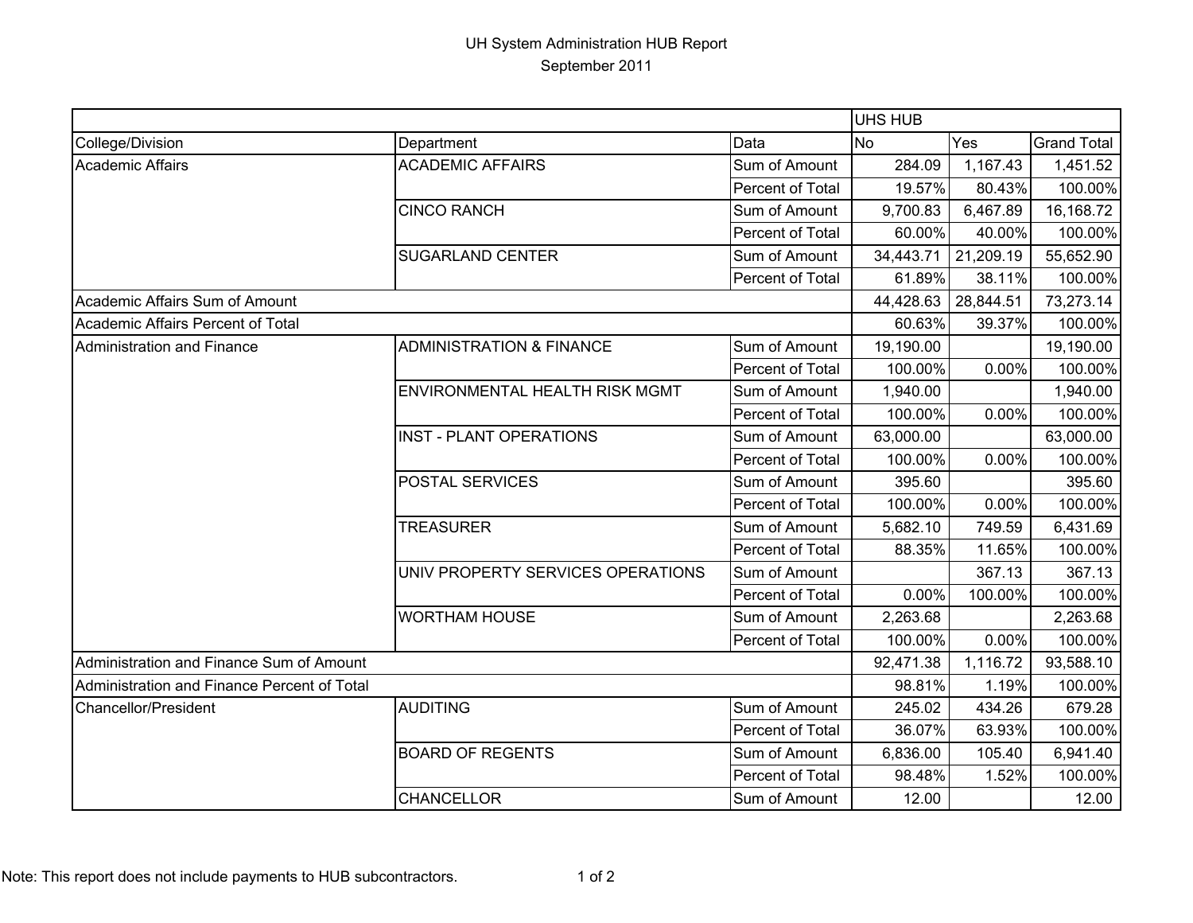# UH System Administration HUB Report
September 2011

| | | | UHS HUB | | |
|---|---|---|---|---|---|
| College/Division | Department | Data | No | Yes | Grand Total |
| Academic Affairs | ACADEMIC AFFAIRS | Sum of Amount | 284.09 | 1,167.43 | 1,451.52 |
| | | Percent of Total | 19.57% | 80.43% | 100.00% |
| | CINCO RANCH | Sum of Amount | 9,700.83 | 6,467.89 | 16,168.72 |
| | | Percent of Total | 60.00% | 40.00% | 100.00% |
| | SUGARLAND CENTER | Sum of Amount | 34,443.71 | 21,209.19 | 55,652.90 |
| | | Percent of Total | 61.89% | 38.11% | 100.00% |
| Academic Affairs Sum of Amount | | | 44,428.63 | 28,844.51 | 73,273.14 |
| Academic Affairs Percent of Total | | | 60.63% | 39.37% | 100.00% |
| Administration and Finance | ADMINISTRATION & FINANCE | Sum of Amount | 19,190.00 | | 19,190.00 |
| | | Percent of Total | 100.00% | 0.00% | 100.00% |
| | ENVIRONMENTAL HEALTH RISK MGMT | Sum of Amount | 1,940.00 | | 1,940.00 |
| | | Percent of Total | 100.00% | 0.00% | 100.00% |
| | INST - PLANT OPERATIONS | Sum of Amount | 63,000.00 | | 63,000.00 |
| | | Percent of Total | 100.00% | 0.00% | 100.00% |
| | POSTAL SERVICES | Sum of Amount | 395.60 | | 395.60 |
| | | Percent of Total | 100.00% | 0.00% | 100.00% |
| | TREASURER | Sum of Amount | 5,682.10 | 749.59 | 6,431.69 |
| | | Percent of Total | 88.35% | 11.65% | 100.00% |
| | UNIV PROPERTY SERVICES OPERATIONS | Sum of Amount | | 367.13 | 367.13 |
| | | Percent of Total | 0.00% | 100.00% | 100.00% |
| | WORTHAM HOUSE | Sum of Amount | 2,263.68 | | 2,263.68 |
| | | Percent of Total | 100.00% | 0.00% | 100.00% |
| Administration and Finance Sum of Amount | | | 92,471.38 | 1,116.72 | 93,588.10 |
| Administration and Finance Percent of Total | | | 98.81% | 1.19% | 100.00% |
| Chancellor/President | AUDITING | Sum of Amount | 245.02 | 434.26 | 679.28 |
| | | Percent of Total | 36.07% | 63.93% | 100.00% |
| | BOARD OF REGENTS | Sum of Amount | 6,836.00 | 105.40 | 6,941.40 |
| | | Percent of Total | 98.48% | 1.52% | 100.00% |
| | CHANCELLOR | Sum of Amount | 12.00 | | 12.00 |

Note: This report does not include payments to HUB subcontractors.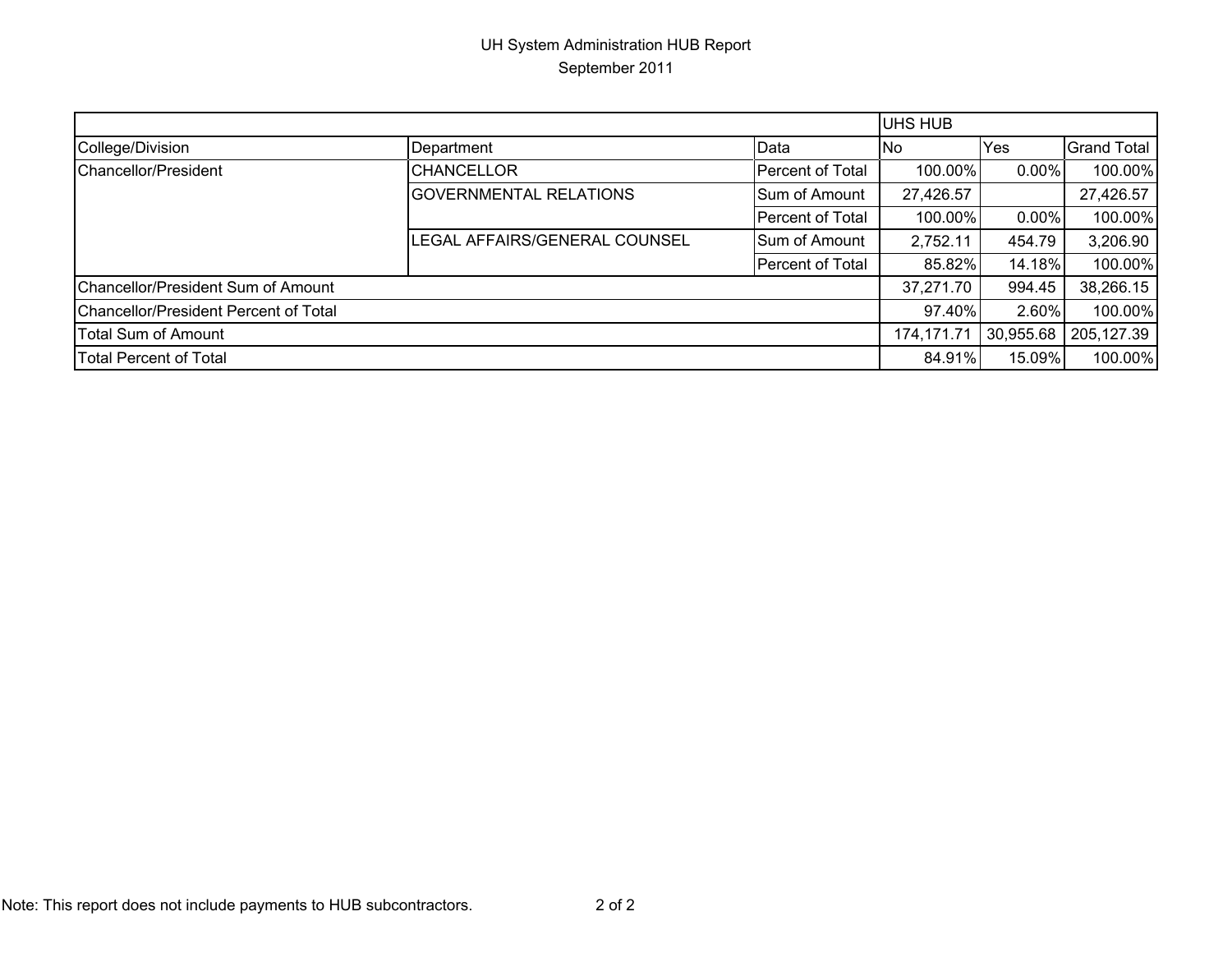UH System Administration HUB Report
September 2011

| | | | UHS HUB | | |
|---|---|---|---|---|---|
| College/Division | Department | Data | No | Yes | Grand Total |
| Chancellor/President | CHANCELLOR | Percent of Total | 100.00% | 0.00% | 100.00% |
| | GOVERNMENTAL RELATIONS | Sum of Amount | 27,426.57 | | 27,426.57 |
| | | Percent of Total | 100.00% | 0.00% | 100.00% |
| | LEGAL AFFAIRS/GENERAL COUNSEL | Sum of Amount | 2,752.11 | 454.79 | 3,206.90 |
| | | Percent of Total | 85.82% | 14.18% | 100.00% |
| Chancellor/President Sum of Amount | | | 37,271.70 | 994.45 | 38,266.15 |
| Chancellor/President Percent of Total | | | 97.40% | 2.60% | 100.00% |
| Total Sum of Amount | | | 174,171.71 | 30,955.68 | 205,127.39 |
| Total Percent of Total | | | 84.91% | 15.09% | 100.00% |

Note: This report does not include payments to HUB subcontractors.